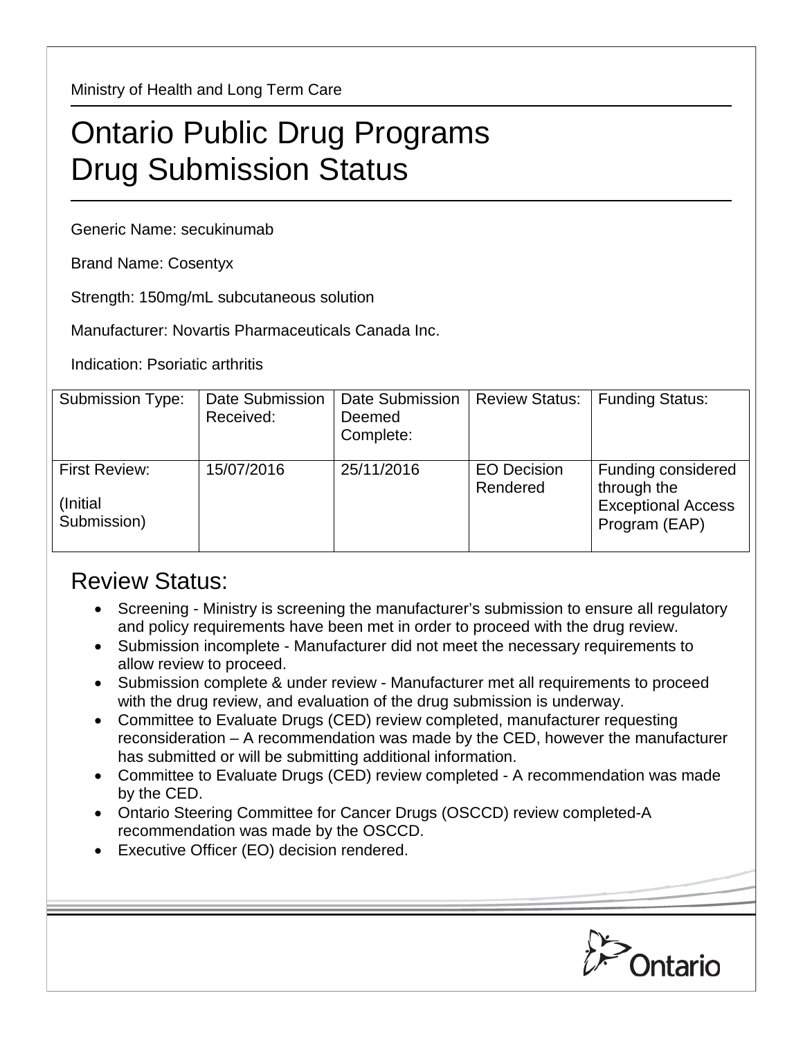Ministry of Health and Long Term Care

# Ontario Public Drug Programs
# Drug Submission Status

Generic Name: secukinumab

Brand Name: Cosentyx

Strength: 150mg/mL subcutaneous solution

Manufacturer: Novartis Pharmaceuticals Canada Inc.

Indication: Psoriatic arthritis

| Submission Type: | Date Submission Received: | Date Submission Deemed Complete: | Review Status: | Funding Status: |
|---|---|---|---|---|
| First Review: (Initial Submission) | 15/07/2016 | 25/11/2016 | EO Decision Rendered | Funding considered through the Exceptional Access Program (EAP) |

## Review Status:

- Screening - Ministry is screening the manufacturer's submission to ensure all regulatory and policy requirements have been met in order to proceed with the drug review.
- Submission incomplete - Manufacturer did not meet the necessary requirements to allow review to proceed.
- Submission complete & under review - Manufacturer met all requirements to proceed with the drug review, and evaluation of the drug submission is underway.
- Committee to Evaluate Drugs (CED) review completed, manufacturer requesting reconsideration – A recommendation was made by the CED, however the manufacturer has submitted or will be submitting additional information.
- Committee to Evaluate Drugs (CED) review completed - A recommendation was made by the CED.
- Ontario Steering Committee for Cancer Drugs (OSCCD) review completed-A recommendation was made by the OSCCD.
- Executive Officer (EO) decision rendered.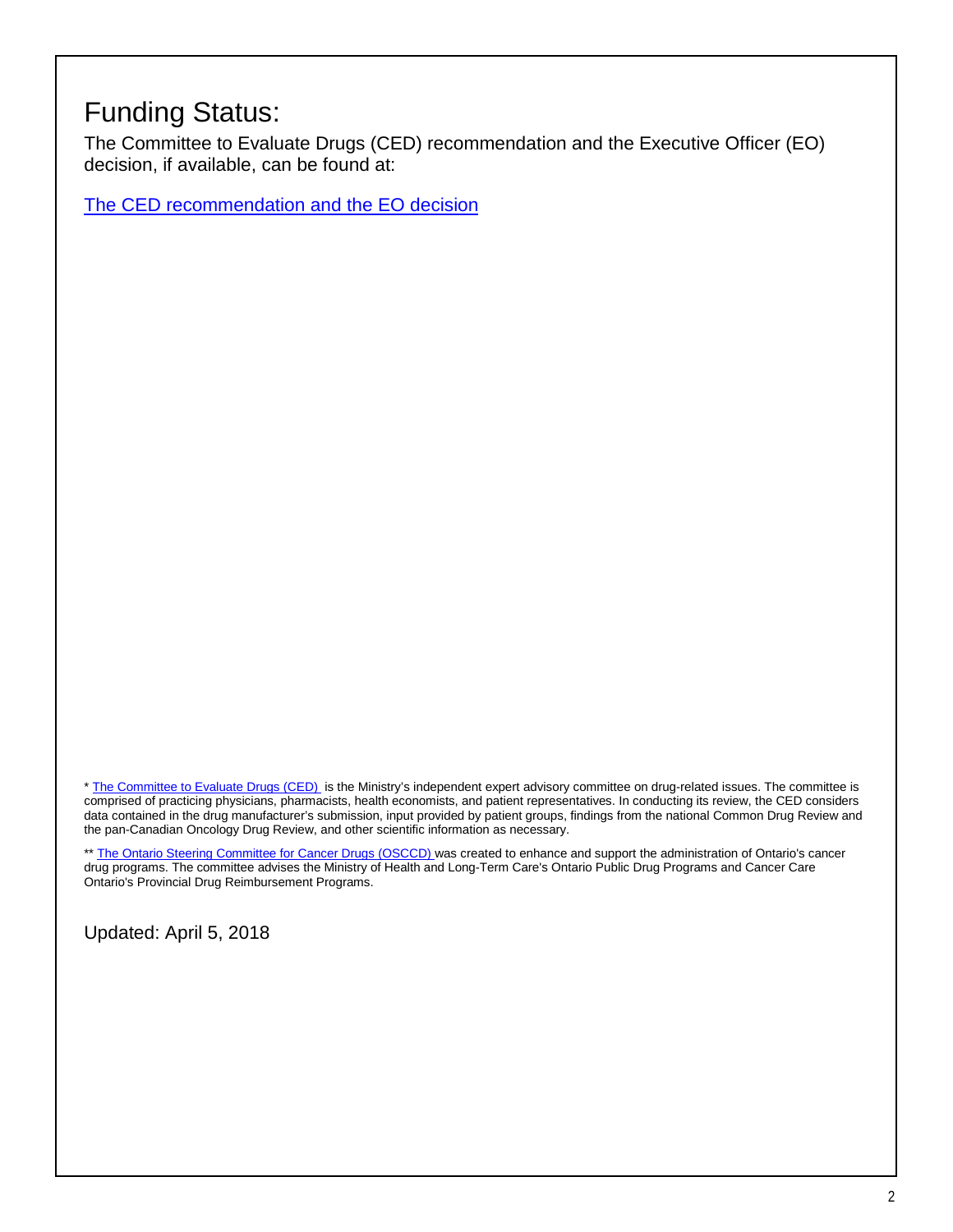# Funding Status:

The Committee to Evaluate Drugs (CED) recommendation and the Executive Officer (EO) decision, if available, can be found at:

The CED recommendation and the EO decision

* The Committee to Evaluate Drugs (CED) is the Ministry's independent expert advisory committee on drug-related issues. The committee is comprised of practicing physicians, pharmacists, health economists, and patient representatives. In conducting its review, the CED considers data contained in the drug manufacturer's submission, input provided by patient groups, findings from the national Common Drug Review and the pan-Canadian Oncology Drug Review, and other scientific information as necessary.

** The Ontario Steering Committee for Cancer Drugs (OSCCD) was created to enhance and support the administration of Ontario's cancer drug programs. The committee advises the Ministry of Health and Long-Term Care's Ontario Public Drug Programs and Cancer Care Ontario's Provincial Drug Reimbursement Programs.

Updated: April 5, 2018